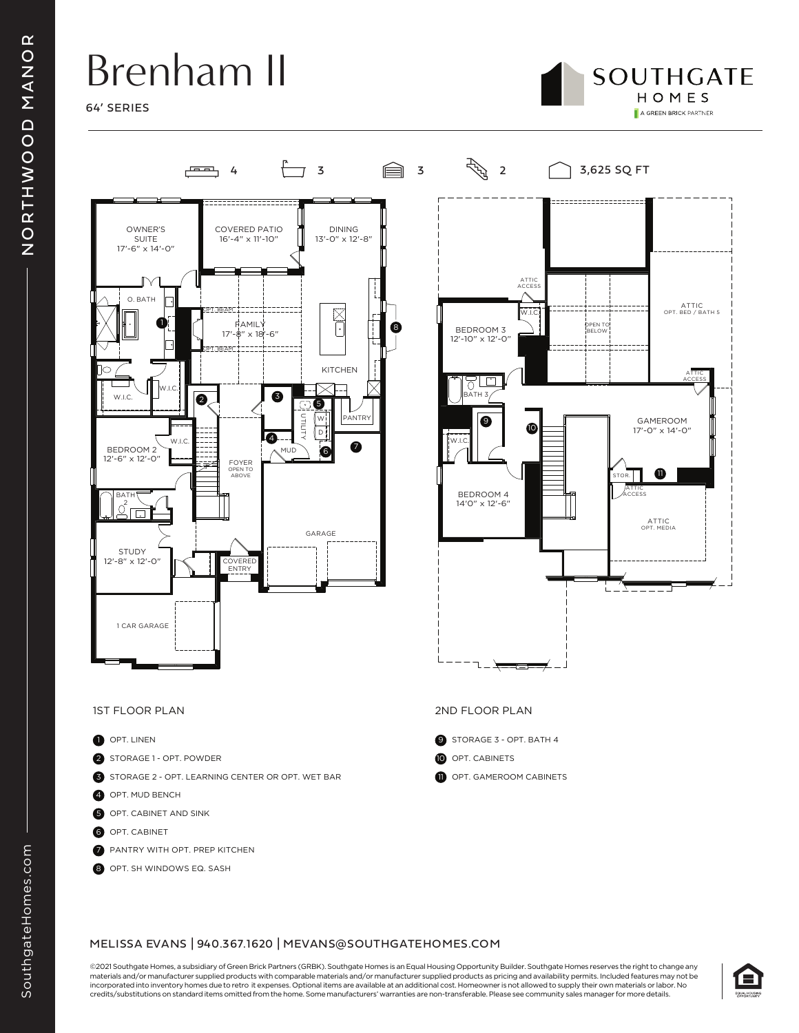# Brenham II

64' SERIES

SOUTHGATE HOMES
A GREEN BRICK PARTNER

4 | 3 | 3 | 2 | 3,625 SQ FT

OWNER'S SUITE 17'-6" x 14'-0"
COVERED PATIO 16'-4" x 11'-10"
DINING 13'-0" x 12'-8"
O. BATH
FAMILY 17'-8" x 18'-6"
OPT. BEAM
KITCHEN
W.I.C.
PANTRY
UTILITY
W
D
BEDROOM 2 12'-6" x 12'-0"
MUD
FOYER OPEN TO ABOVE
BATH 2
GARAGE
STUDY 12'-8" x 12'-0"
COVERED ENTRY
1 CAR GARAGE

ATTIC ACCESS
BEDROOM 3 12'-10" x 12'-0"
OPEN TO BELOW
ATTIC OPT. BED / BATH 5
BATH 3
GAMEROOM 17'-0" x 14'-0"
STOR.
BEDROOM 4 14'0" x 12'-6"
ATTIC OPT. MEDIA

## 1ST FLOOR PLAN

1. OPT. LINEN
2. STORAGE 1 - OPT. POWDER
3. STORAGE 2 - OPT. LEARNING CENTER OR OPT. WET BAR
4. OPT. MUD BENCH
5. OPT. CABINET AND SINK
6. OPT. CABINET
7. PANTRY WITH OPT. PREP KITCHEN
8. OPT. SH WINDOWS EQ. SASH

## 2ND FLOOR PLAN

9. STORAGE 3 - OPT. BATH 4
10. OPT. CABINETS
11. OPT. GAMEROOM CABINETS

MELISSA EVANS | 940.367.1620 | MEVANS@SOUTHGATEHOMES.COM

©2021 Southgate Homes, a subsidiary of Green Brick Partners (GRBK). Southgate Homes is an Equal Housing Opportunity Builder. Southgate Homes reserves the right to change any materials and/or manufacturer supplied products with comparable materials and/or manufacturer supplied products as pricing and availability permits. Included features may not be incorporated into inventory homes due to retro it expenses. Optional items are available at an additional cost. Homeowner is not allowed to supply their own materials or labor. No credits/substitutions on standard items omitted from the home. Some manufacturers' warranties are non-transferable. Please see community sales manager for more details.

NORTHWOOD MANOR

SouthgateHomes.com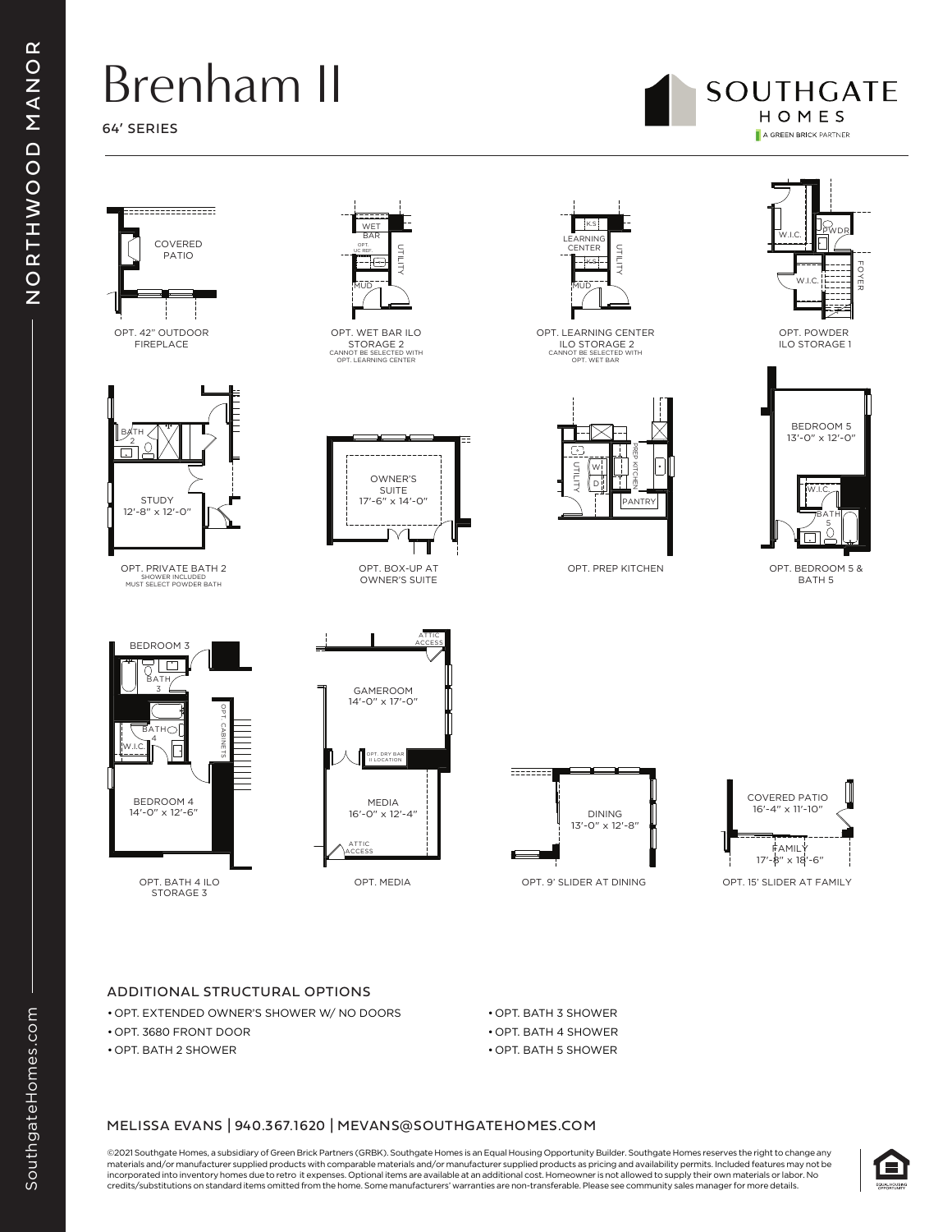# Brenham II

64' SERIES

SOUTHGATE HOMES

A GREEN BRICK PARTNER

NORTHWOOD MANOR

COVERED PATIO

OPT. 42" OUTDOOR FIREPLACE

WET BAR

OPT. UC REF.

MUD

UTILITY

OPT. WET BAR ILO STORAGE 2
CANNOT BE SELECTED WITH OPT. LEARNING CENTER

K.S.

LEARNING CENTER

K.S.

MUD

UTILITY

OPT. LEARNING CENTER ILO STORAGE 2
CANNOT BE SELECTED WITH OPT. WET BAR

W.I.C.

PWDR

W.I.C.

FOYER

OPT. POWDER ILO STORAGE 1

BATH 2

STUDY
12'-8" x 12'-0"

OPT. PRIVATE BATH 2
SHOWER INCLUDED
MUST SELECT POWDER BATH

OWNER'S SUITE
17'-6" x 14'-0"

OPT. BOX-UP AT OWNER'S SUITE

UTILITY

W

D

PREP KITCHEN

PANTRY

OPT. PREP KITCHEN

BEDROOM 5
13'-0" x 12'-0"

W.I.C.

BATH 5

OPT. BEDROOM 5 & BATH 5

BEDROOM 3

BATH 3

BATH 4

W.I.C.

OPT. CABINETS

BEDROOM 4
14'-0" x 12'-6"

OPT. BATH 4 ILO STORAGE 3

ATTIC ACCESS

GAMEROOM
14'-0" x 17'-0"

OPT. DRY BAR II LOCATION

MEDIA
16'-0" x 12'-4"

ATTIC ACCESS

OPT. MEDIA

DINING
13'-0" x 12'-8"

OPT. 9' SLIDER AT DINING

COVERED PATIO
16'-4" x 11'-10"

FAMILY
17'-8" x 18'-6"

OPT. 15' SLIDER AT FAMILY

## ADDITIONAL STRUCTURAL OPTIONS

- OPT. EXTENDED OWNER'S SHOWER W/ NO DOORS
- OPT. 3680 FRONT DOOR
- OPT. BATH 2 SHOWER
- OPT. BATH 3 SHOWER
- OPT. BATH 4 SHOWER
- OPT. BATH 5 SHOWER

MELISSA EVANS | 940.367.1620 | MEVANS@SOUTHGATEHOMES.COM

©2021 Southgate Homes, a subsidiary of Green Brick Partners (GRBK). Southgate Homes is an Equal Housing Opportunity Builder. Southgate Homes reserves the right to change any materials and/or manufacturer supplied products with comparable materials and/or manufacturer supplied products as pricing and availability permits. Included features may not be incorporated into inventory homes due to retro it expenses. Optional items are available at an additional cost. Homeowner is not allowed to supply their own materials or labor. No credits/substitutions on standard items omitted from the home. Some manufacturers' warranties are non-transferable. Please see community sales manager for more details.

SouthgateHomes.com